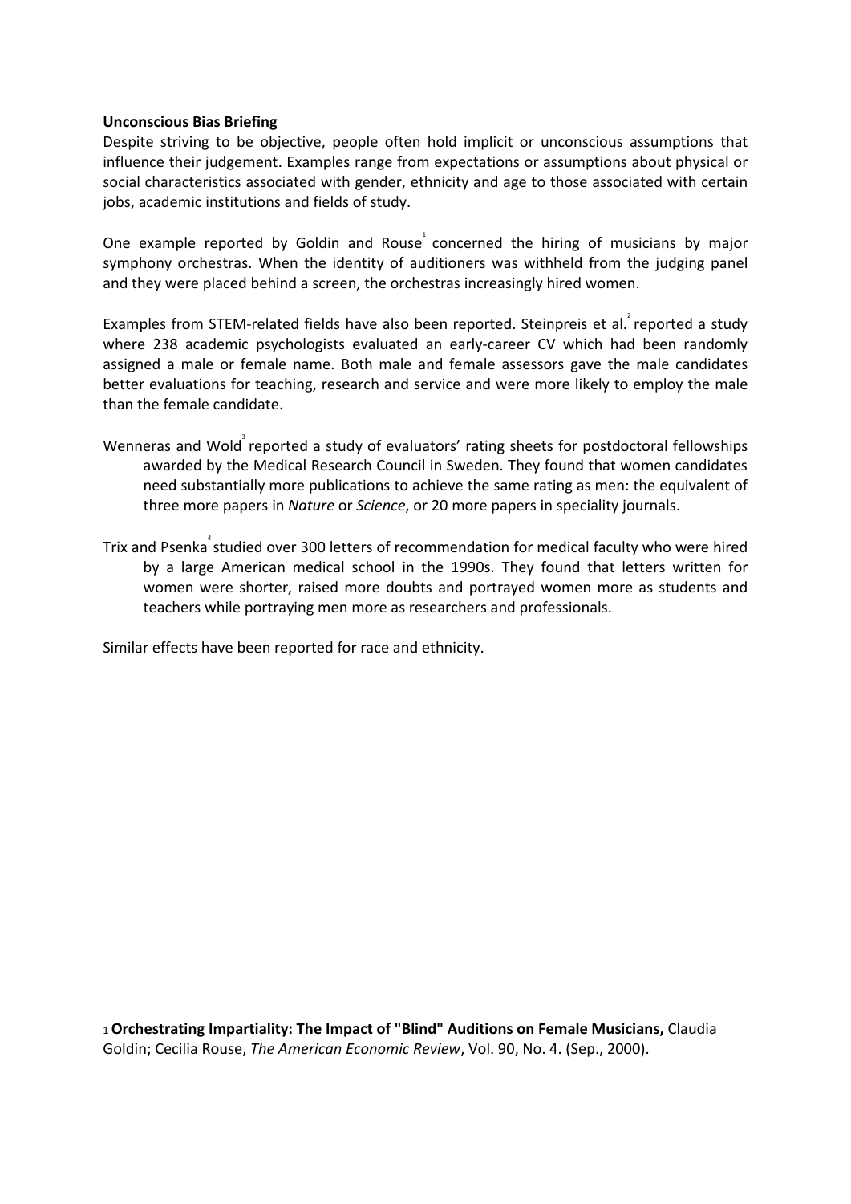**Unconscious Bias Briefing**

Despite striving to be objective, people often hold implicit or unconscious assumptions that influence their judgement. Examples range from expectations or assumptions about physical or social characteristics associated with gender, ethnicity and age to those associated with certain jobs, academic institutions and fields of study.

One example reported by Goldin and Rouse[1] concerned the hiring of musicians by major symphony orchestras. When the identity of auditioners was withheld from the judging panel and they were placed behind a screen, the orchestras increasingly hired women.

Examples from STEM-related fields have also been reported. Steinpreis et al.[2] reported a study where 238 academic psychologists evaluated an early-career CV which had been randomly assigned a male or female name. Both male and female assessors gave the male candidates better evaluations for teaching, research and service and were more likely to employ the male than the female candidate.

Wenneras and Wold[3] reported a study of evaluators' rating sheets for postdoctoral fellowships awarded by the Medical Research Council in Sweden. They found that women candidates need substantially more publications to achieve the same rating as men: the equivalent of three more papers in *Nature* or *Science*, or 20 more papers in speciality journals.

Trix and Psenka[4] studied over 300 letters of recommendation for medical faculty who were hired by a large American medical school in the 1990s. They found that letters written for women were shorter, raised more doubts and portrayed women more as students and teachers while portraying men more as researchers and professionals.

Similar effects have been reported for race and ethnicity.

[1] **Orchestrating Impartiality: The Impact of "Blind" Auditions on Female Musicians,** Claudia Goldin; Cecilia Rouse, *The American Economic Review*, Vol. 90, No. 4. (Sep., 2000).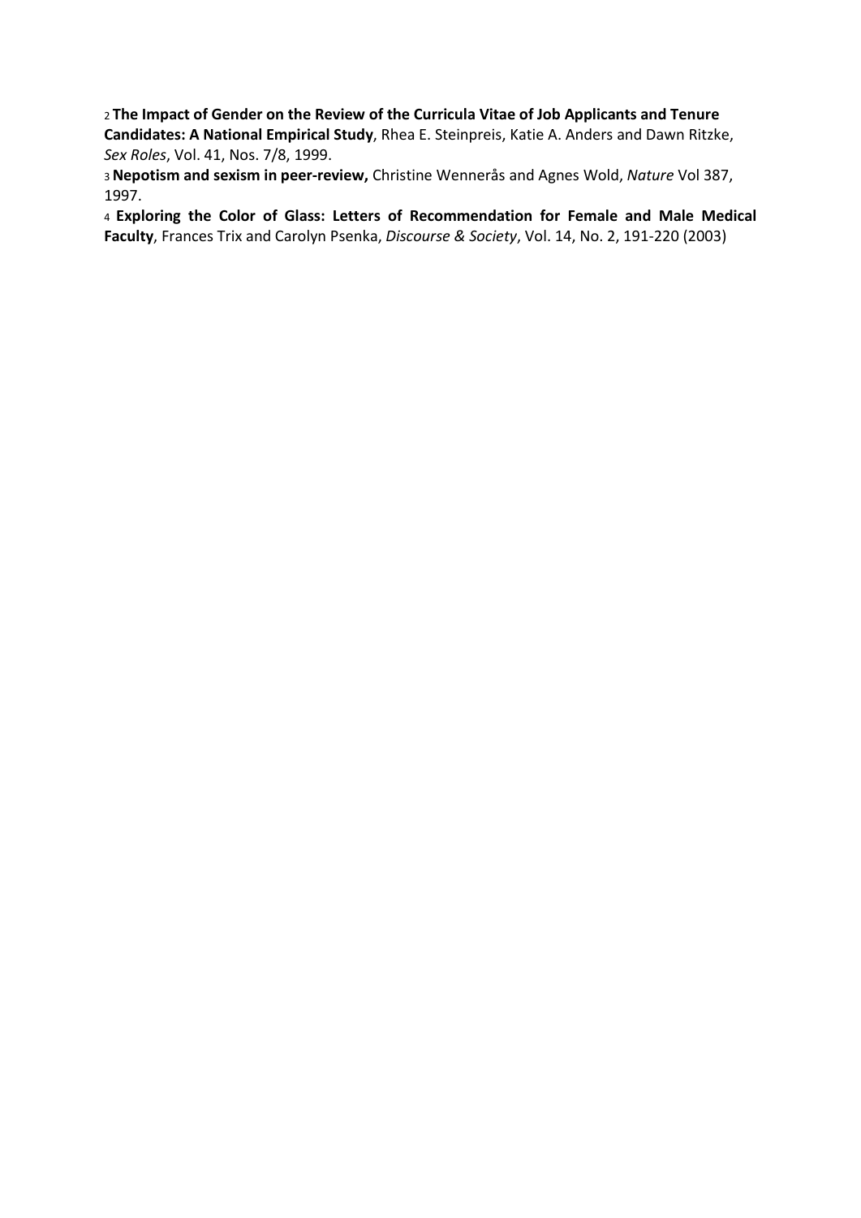[2] **The Impact of Gender on the Review of the Curricula Vitae of Job Applicants and Tenure Candidates: A National Empirical Study**, Rhea E. Steinpreis, Katie A. Anders and Dawn Ritzke, *Sex Roles*, Vol. 41, Nos. 7/8, 1999.

[3] **Nepotism and sexism in peer-review,** Christine Wennerås and Agnes Wold, *Nature* Vol 387, 1997.

[4] **Exploring the Color of Glass: Letters of Recommendation for Female and Male Medical Faculty**, Frances Trix and Carolyn Psenka, *Discourse & Society*, Vol. 14, No. 2, 191-220 (2003)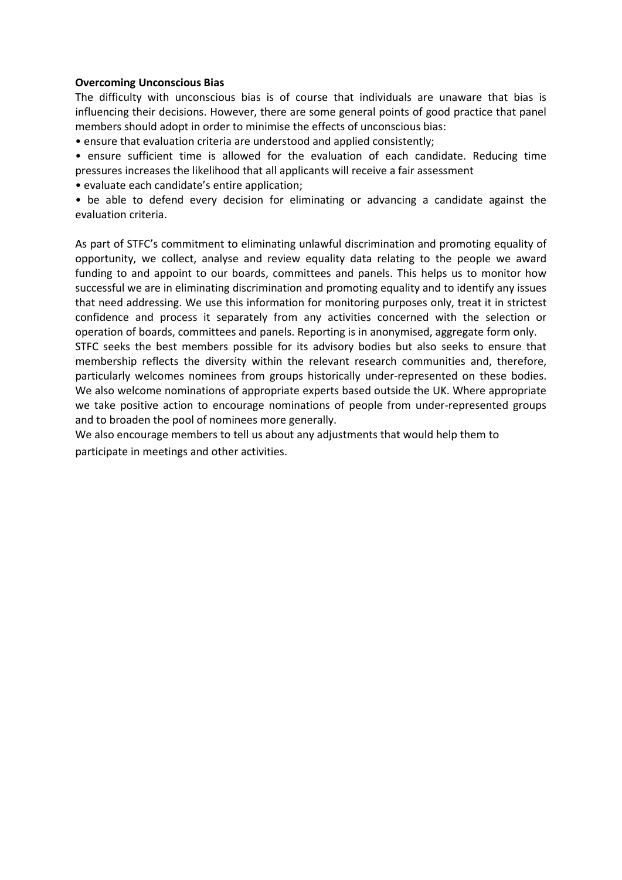**Overcoming Unconscious Bias**

The difficulty with unconscious bias is of course that individuals are unaware that bias is influencing their decisions. However, there are some general points of good practice that panel members should adopt in order to minimise the effects of unconscious bias:

- ensure that evaluation criteria are understood and applied consistently;
- ensure sufficient time is allowed for the evaluation of each candidate. Reducing time pressures increases the likelihood that all applicants will receive a fair assessment
- evaluate each candidate's entire application;
- be able to defend every decision for eliminating or advancing a candidate against the evaluation criteria.

As part of STFC's commitment to eliminating unlawful discrimination and promoting equality of opportunity, we collect, analyse and review equality data relating to the people we award funding to and appoint to our boards, committees and panels. This helps us to monitor how successful we are in eliminating discrimination and promoting equality and to identify any issues that need addressing. We use this information for monitoring purposes only, treat it in strictest confidence and process it separately from any activities concerned with the selection or operation of boards, committees and panels. Reporting is in anonymised, aggregate form only.

STFC seeks the best members possible for its advisory bodies but also seeks to ensure that membership reflects the diversity within the relevant research communities and, therefore, particularly welcomes nominees from groups historically under-represented on these bodies. We also welcome nominations of appropriate experts based outside the UK. Where appropriate we take positive action to encourage nominations of people from under-represented groups and to broaden the pool of nominees more generally.

We also encourage members to tell us about any adjustments that would help them to participate in meetings and other activities.